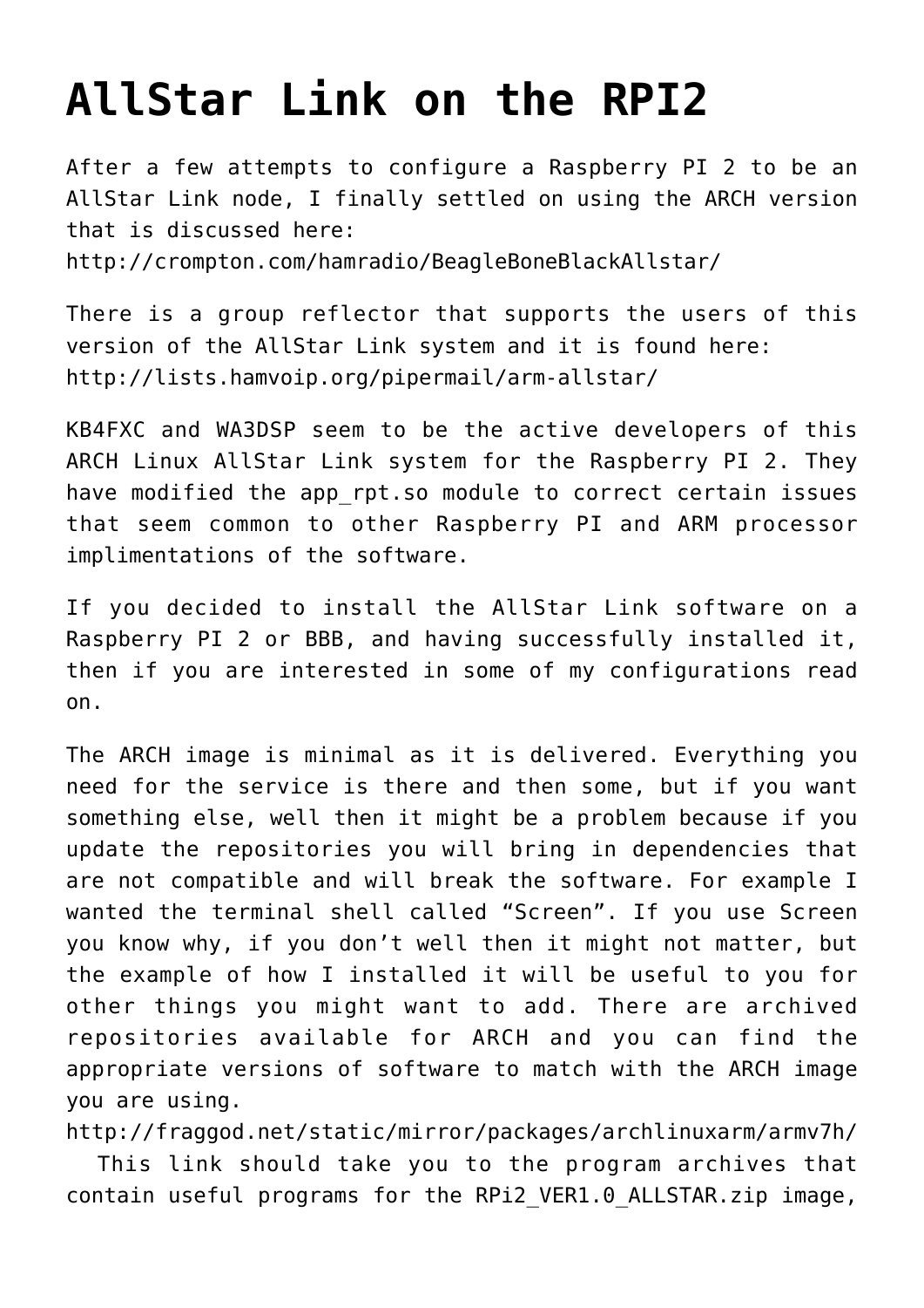# AllStar Link on the RPI2

After a few attempts to configure a Raspberry PI 2 to be an AllStar Link node, I finally settled on using the ARCH version that is discussed here:
http://crompton.com/hamradio/BeagleBoneBlackAllstar/

There is a group reflector that supports the users of this version of the AllStar Link system and it is found here:
http://lists.hamvoip.org/pipermail/arm-allstar/

KB4FXC and WA3DSP seem to be the active developers of this ARCH Linux AllStar Link system for the Raspberry PI 2. They have modified the app_rpt.so module to correct certain issues that seem common to other Raspberry PI and ARM processor implimentations of the software.

If you decided to install the AllStar Link software on a Raspberry PI 2 or BBB, and having successfully installed it, then if you are interested in some of my configurations read on.

The ARCH image is minimal as it is delivered. Everything you need for the service is there and then some, but if you want something else, well then it might be a problem because if you update the repositories you will bring in dependencies that are not compatible and will break the software. For example I wanted the terminal shell called "Screen". If you use Screen you know why, if you don't well then it might not matter, but the example of how I installed it will be useful to you for other things you might want to add. There are archived repositories available for ARCH and you can find the appropriate versions of software to match with the ARCH image you are using.
http://fraggod.net/static/mirror/packages/archlinuxarm/armv7h/
This link should take you to the program archives that contain useful programs for the RPi2_VER1.0_ALLSTAR.zip image,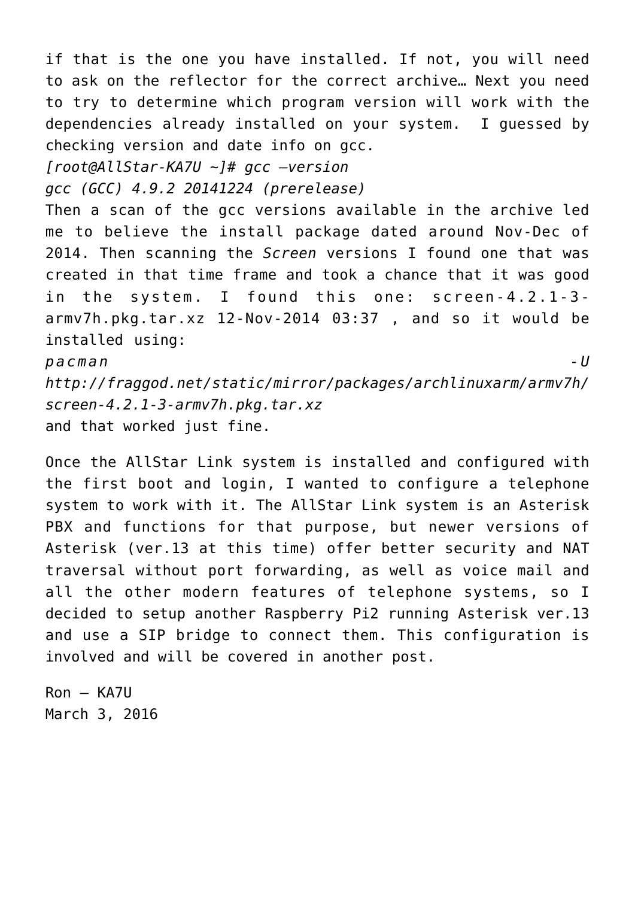if that is the one you have installed. If not, you will need to ask on the reflector for the correct archive… Next you need to try to determine which program version will work with the dependencies already installed on your system. I guessed by checking version and date info on gcc.

*[root@AllStar-KA7U ~]# gcc –version*

*gcc (GCC) 4.9.2 20141224 (prerelease)*

Then a scan of the gcc versions available in the archive led me to believe the install package dated around Nov-Dec of 2014. Then scanning the *Screen* versions I found one that was created in that time frame and took a chance that it was good in the system. I found this one: screen-4.2.1-3-armv7h.pkg.tar.xz 12-Nov-2014 03:37 , and so it would be installed using:

*pacman -U http://fraggod.net/static/mirror/packages/archlinuxarm/armv7h/screen-4.2.1-3-armv7h.pkg.tar.xz*

and that worked just fine.

Once the AllStar Link system is installed and configured with the first boot and login, I wanted to configure a telephone system to work with it. The AllStar Link system is an Asterisk PBX and functions for that purpose, but newer versions of Asterisk (ver.13 at this time) offer better security and NAT traversal without port forwarding, as well as voice mail and all the other modern features of telephone systems, so I decided to setup another Raspberry Pi2 running Asterisk ver.13 and use a SIP bridge to connect them. This configuration is involved and will be covered in another post.

Ron – KA7U
March 3, 2016